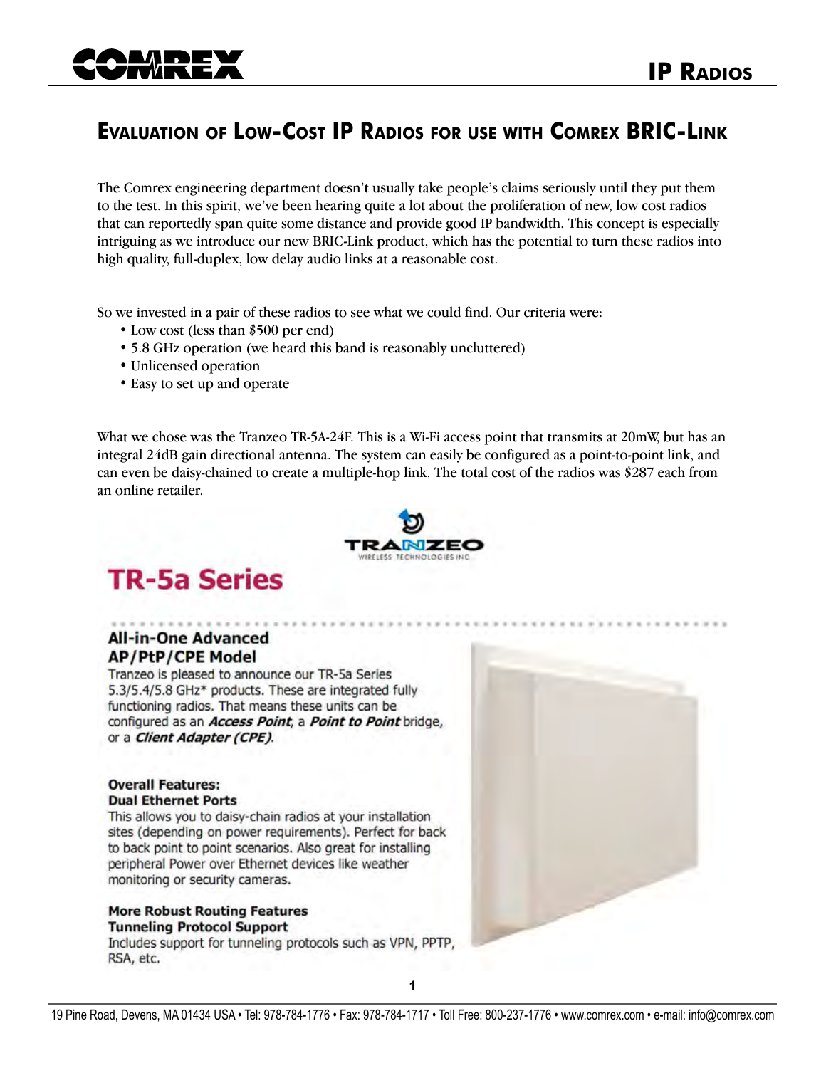# Evaluation of Low-Cost IP Radios for use with Comrex BRIC-Link

The Comrex engineering department doesn't usually take people's claims seriously until they put them to the test. In this spirit, we've been hearing quite a lot about the proliferation of new, low cost radios that can reportedly span quite some distance and provide good IP bandwidth. This concept is especially intriguing as we introduce our new BRIC-Link product, which has the potential to turn these radios into high quality, full-duplex, low delay audio links at a reasonable cost.

So we invested in a pair of these radios to see what we could find. Our criteria were:

- Low cost (less than $500 per end)
- 5.8 GHz operation (we heard this band is reasonably uncluttered)
- Unlicensed operation
- Easy to set up and operate

What we chose was the Tranzeo TR-5A-24F. This is a Wi-Fi access point that transmits at 20mW, but has an integral 24dB gain directional antenna. The system can easily be configured as a point-to-point link, and can even be daisy-chained to create a multiple-hop link. The total cost of the radios was $287 each from an online retailer.

TRANZEO
WIRELESS TECHNOLOGIES INC

## TR-5a Series

### All-in-One Advanced AP/PtP/CPE Model

Tranzeo is pleased to announce our TR-5a Series 5.3/5.4/5.8 GHz* products. These are integrated fully functioning radios. That means these units can be configured as an ***Access Point***, a ***Point to Point*** bridge, or a ***Client Adapter (CPE)***.

**Overall Features:**
**Dual Ethernet Ports**
This allows you to daisy-chain radios at your installation sites (depending on power requirements). Perfect for back to back point to point scenarios. Also great for installing peripheral Power over Ethernet devices like weather monitoring or security cameras.

**More Robust Routing Features**
**Tunneling Protocol Support**
Includes support for tunneling protocols such as VPN, PPTP, RSA, etc.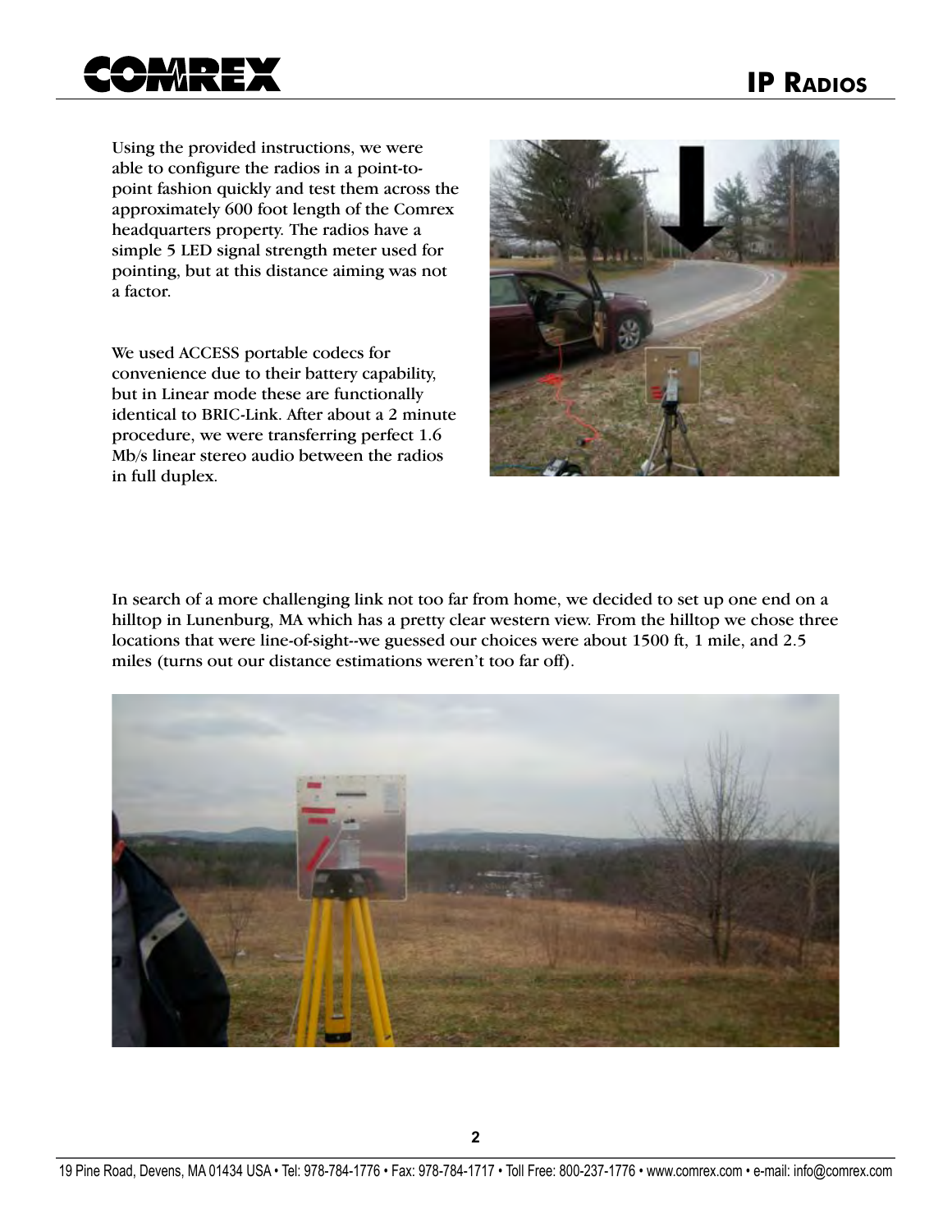Using the provided instructions, we were able to configure the radios in a point-to-point fashion quickly and test them across the approximately 600 foot length of the Comrex headquarters property. The radios have a simple 5 LED signal strength meter used for pointing, but at this distance aiming was not a factor.

We used ACCESS portable codecs for convenience due to their battery capability, but in Linear mode these are functionally identical to BRIC-Link. After about a 2 minute procedure, we were transferring perfect 1.6 Mb/s linear stereo audio between the radios in full duplex.

In search of a more challenging link not too far from home, we decided to set up one end on a hilltop in Lunenburg, MA which has a pretty clear western view. From the hilltop we chose three locations that were line-of-sight--we guessed our choices were about 1500 ft, 1 mile, and 2.5 miles (turns out our distance estimations weren't too far off).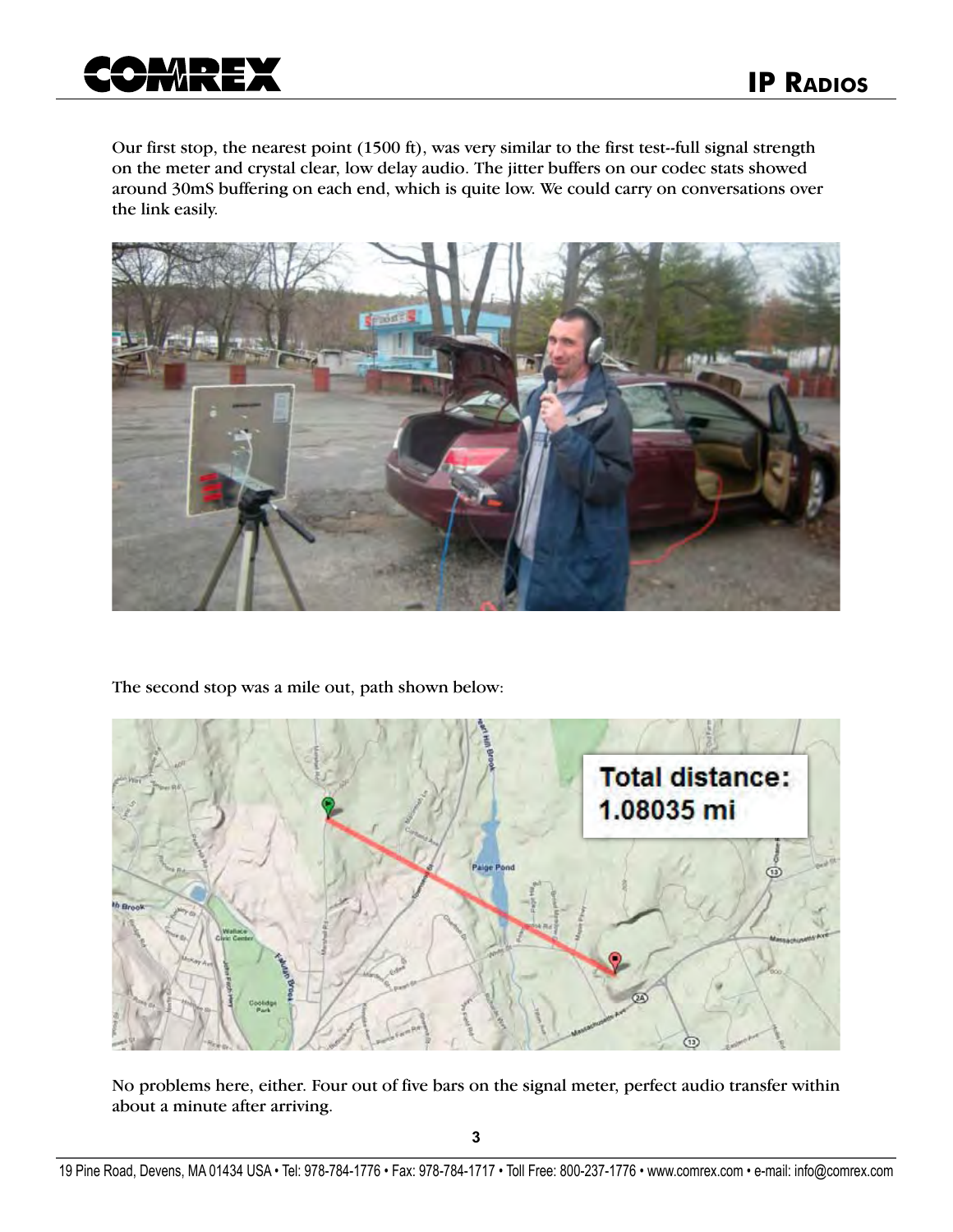Our first stop, the nearest point (1500 ft), was very similar to the first test--full signal strength on the meter and crystal clear, low delay audio. The jitter buffers on our codec stats showed around 30mS buffering on each end, which is quite low. We could carry on conversations over the link easily.

The second stop was a mile out, path shown below:

No problems here, either. Four out of five bars on the signal meter, perfect audio transfer within about a minute after arriving.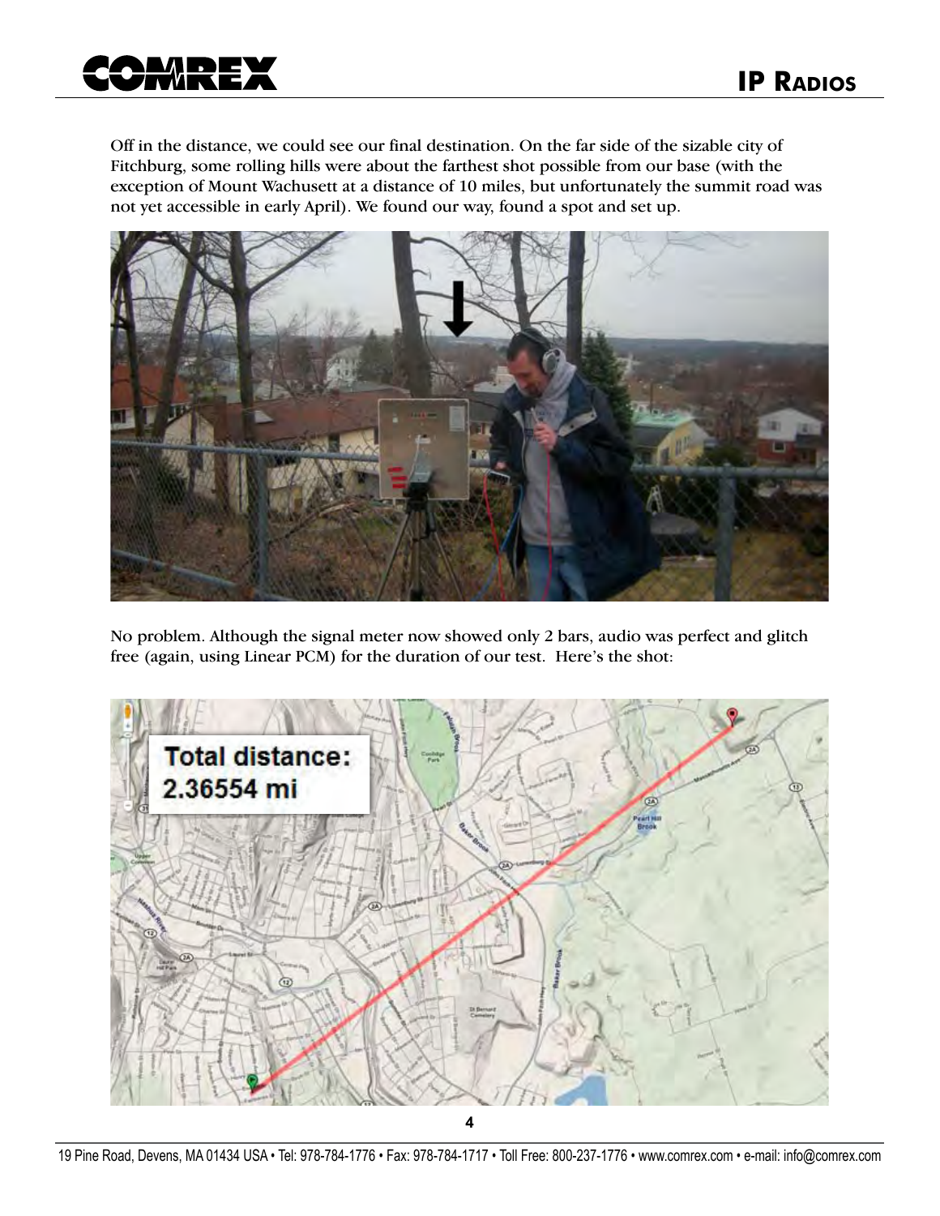Off in the distance, we could see our final destination. On the far side of the sizable city of Fitchburg, some rolling hills were about the farthest shot possible from our base (with the exception of Mount Wachusett at a distance of 10 miles, but unfortunately the summit road was not yet accessible in early April). We found our way, found a spot and set up.

No problem. Although the signal meter now showed only 2 bars, audio was perfect and glitch free (again, using Linear PCM) for the duration of our test. Here's the shot: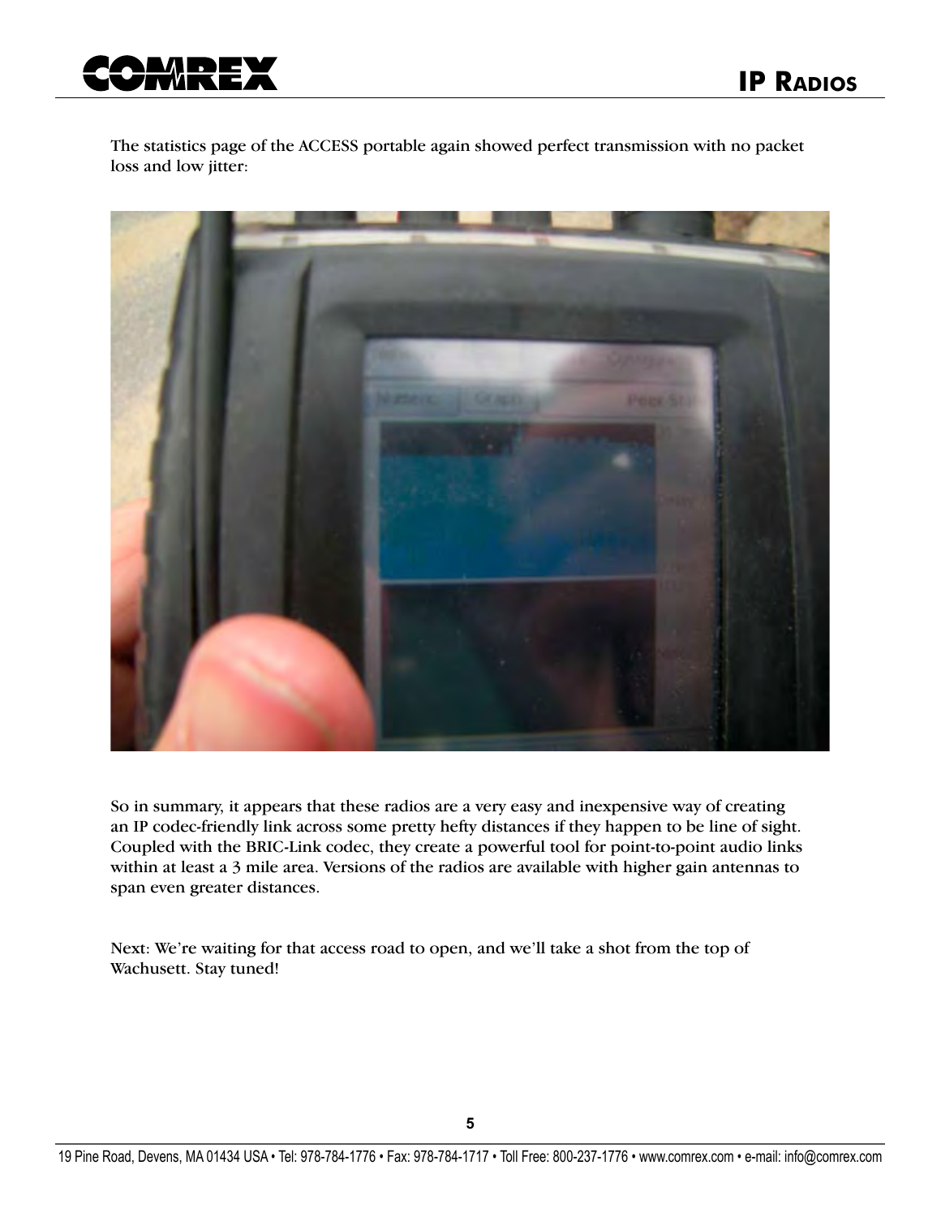The statistics page of the ACCESS portable again showed perfect transmission with no packet loss and low jitter:

So in summary, it appears that these radios are a very easy and inexpensive way of creating an IP codec-friendly link across some pretty hefty distances if they happen to be line of sight. Coupled with the BRIC-Link codec, they create a powerful tool for point-to-point audio links within at least a 3 mile area. Versions of the radios are available with higher gain antennas to span even greater distances.

Next: We're waiting for that access road to open, and we'll take a shot from the top of Wachusett. Stay tuned!